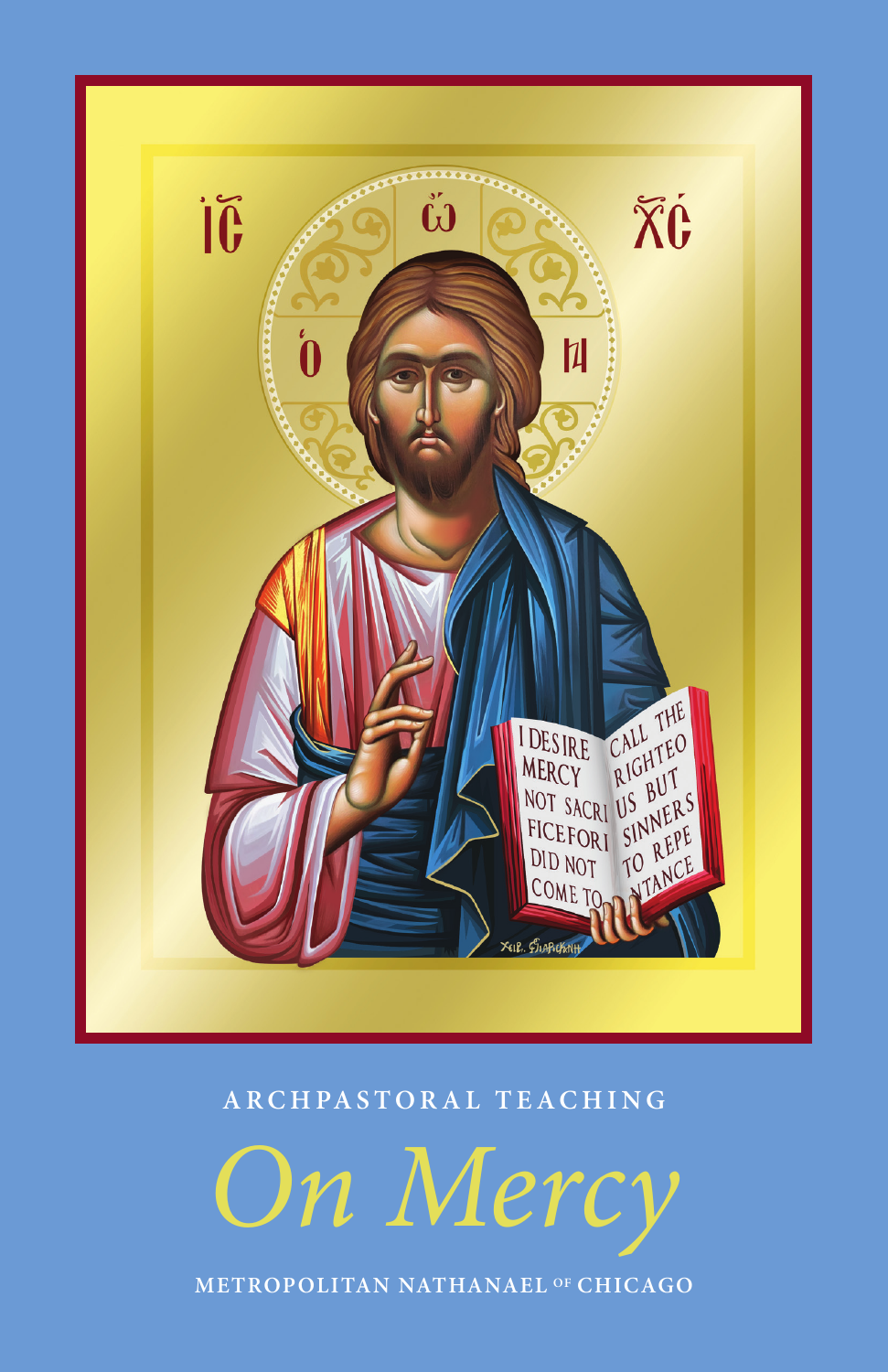ARCHPASTORAL TEACHING

# *On Mercy*

METROPOLITAN NATHANAEL OF CHICAGO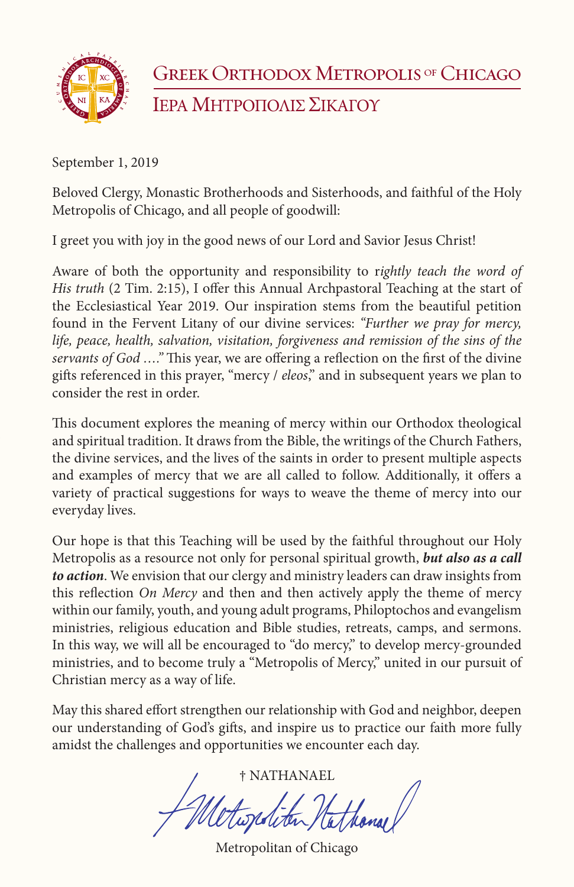# Greek Orthodox Metropolis of Chicago

## Ιερα Μητροπολις Σικαγου

September 1, 2019

Beloved Clergy, Monastic Brotherhoods and Sisterhoods, and faithful of the Holy Metropolis of Chicago, and all people of goodwill:

I greet you with joy in the good news of our Lord and Savior Jesus Christ!

Aware of both the opportunity and responsibility to r*ightly teach the word of His truth* (2 Tim. 2:15), I offer this Annual Archpastoral Teaching at the start of the Ecclesiastical Year 2019. Our inspiration stems from the beautiful petition found in the Fervent Litany of our divine services: *"Further we pray for mercy, life, peace, health, salvation, visitation, forgiveness and remission of the sins of the servants of God …."* This year, we are offering a reflection on the first of the divine gifts referenced in this prayer, "mercy / *eleos*," and in subsequent years we plan to consider the rest in order.

This document explores the meaning of mercy within our Orthodox theological and spiritual tradition. It draws from the Bible, the writings of the Church Fathers, the divine services, and the lives of the saints in order to present multiple aspects and examples of mercy that we are all called to follow. Additionally, it offers a variety of practical suggestions for ways to weave the theme of mercy into our everyday lives.

Our hope is that this Teaching will be used by the faithful throughout our Holy Metropolis as a resource not only for personal spiritual growth, ***but also as a call to action***. We envision that our clergy and ministry leaders can draw insights from this reflection *On Mercy* and then and then actively apply the theme of mercy within our family, youth, and young adult programs, Philoptochos and evangelism ministries, religious education and Bible studies, retreats, camps, and sermons. In this way, we will all be encouraged to "do mercy," to develop mercy-grounded ministries, and to become truly a "Metropolis of Mercy," united in our pursuit of Christian mercy as a way of life.

May this shared effort strengthen our relationship with God and neighbor, deepen our understanding of God's gifts, and inspire us to practice our faith more fully amidst the challenges and opportunities we encounter each day.

† NATHANAEL

Metropolitan of Chicago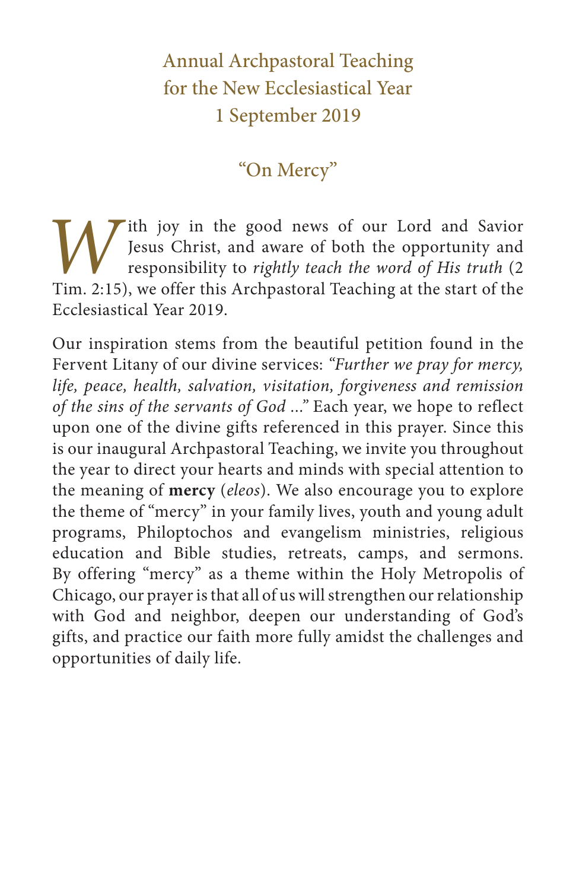# Annual Archpastoral Teaching for the New Ecclesiastical Year 1 September 2019

## "On Mercy"

With joy in the good news of our Lord and Savior Jesus Christ, and aware of both the opportunity and responsibility to *rightly teach the word of His truth* (2 Tim. 2:15), we offer this Archpastoral Teaching at the start of the Ecclesiastical Year 2019.

Our inspiration stems from the beautiful petition found in the Fervent Litany of our divine services: *"Further we pray for mercy, life, peace, health, salvation, visitation, forgiveness and remission of the sins of the servants of God ..."* Each year, we hope to reflect upon one of the divine gifts referenced in this prayer. Since this is our inaugural Archpastoral Teaching, we invite you throughout the year to direct your hearts and minds with special attention to the meaning of **mercy** (*eleos*). We also encourage you to explore the theme of "mercy" in your family lives, youth and young adult programs, Philoptochos and evangelism ministries, religious education and Bible studies, retreats, camps, and sermons. By offering "mercy" as a theme within the Holy Metropolis of Chicago, our prayer is that all of us will strengthen our relationship with God and neighbor, deepen our understanding of God's gifts, and practice our faith more fully amidst the challenges and opportunities of daily life.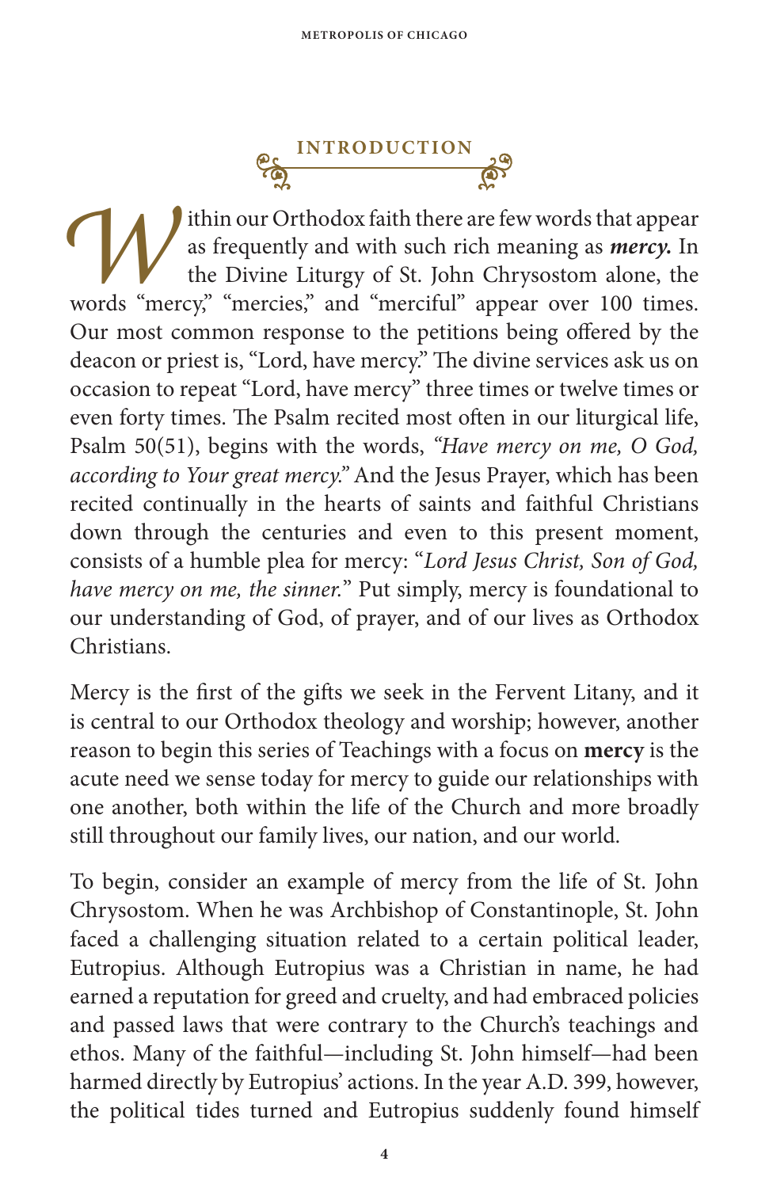## INTRODUCTION

Within our Orthodox faith there are few words that appear as frequently and with such rich meaning as ***mercy.*** In the Divine Liturgy of St. John Chrysostom alone, the words "mercy," "mercies," and "merciful" appear over 100 times. Our most common response to the petitions being offered by the deacon or priest is, "Lord, have mercy." The divine services ask us on occasion to repeat "Lord, have mercy" three times or twelve times or even forty times. The Psalm recited most often in our liturgical life, Psalm 50(51), begins with the words, *"Have mercy on me, O God, according to Your great mercy."* And the Jesus Prayer, which has been recited continually in the hearts of saints and faithful Christians down through the centuries and even to this present moment, consists of a humble plea for mercy: "*Lord Jesus Christ, Son of God, have mercy on me, the sinner.*" Put simply, mercy is foundational to our understanding of God, of prayer, and of our lives as Orthodox Christians.

Mercy is the first of the gifts we seek in the Fervent Litany, and it is central to our Orthodox theology and worship; however, another reason to begin this series of Teachings with a focus on **mercy** is the acute need we sense today for mercy to guide our relationships with one another, both within the life of the Church and more broadly still throughout our family lives, our nation, and our world.

To begin, consider an example of mercy from the life of St. John Chrysostom. When he was Archbishop of Constantinople, St. John faced a challenging situation related to a certain political leader, Eutropius. Although Eutropius was a Christian in name, he had earned a reputation for greed and cruelty, and had embraced policies and passed laws that were contrary to the Church's teachings and ethos. Many of the faithful—including St. John himself—had been harmed directly by Eutropius' actions. In the year A.D. 399, however, the political tides turned and Eutropius suddenly found himself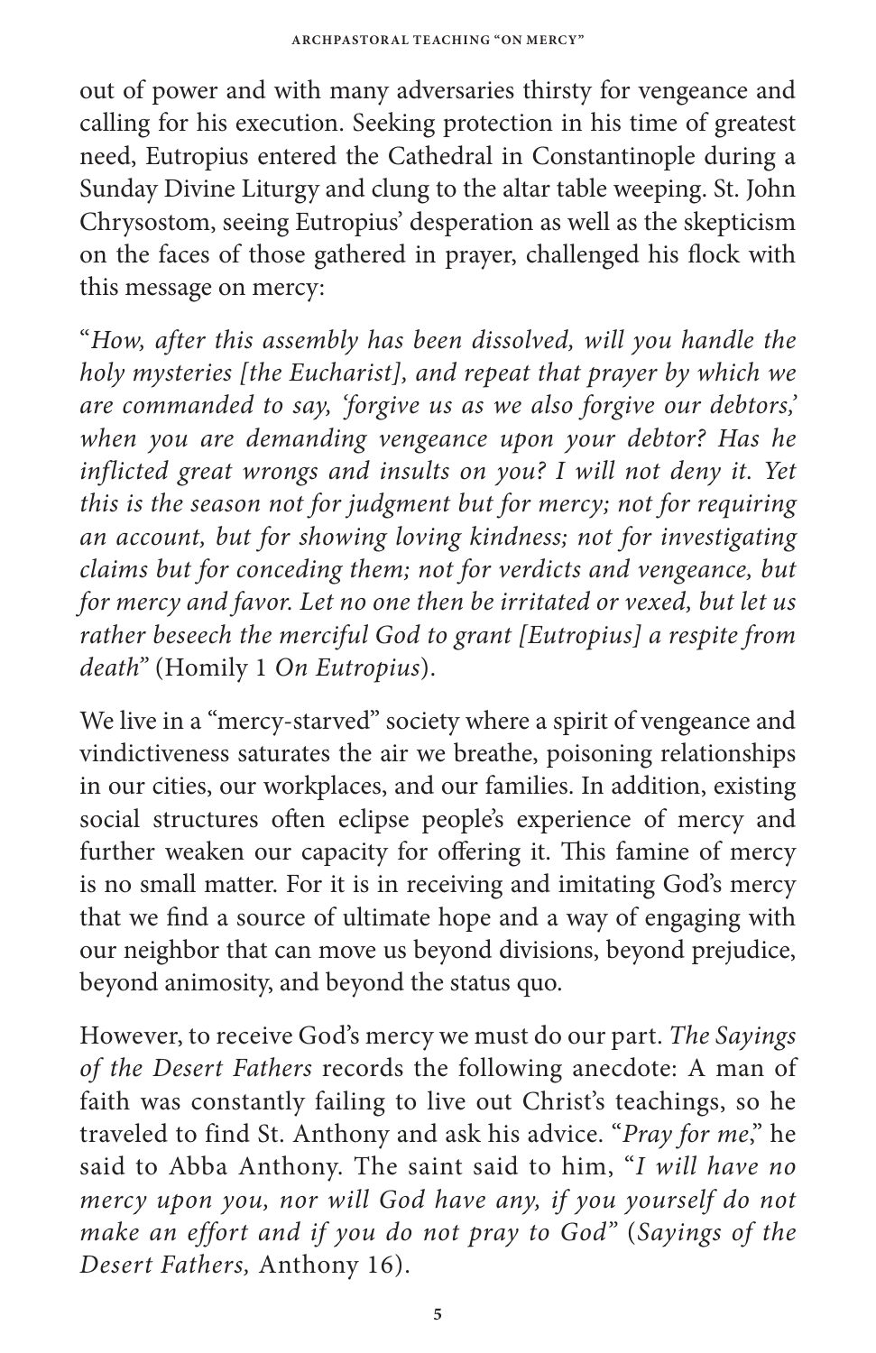out of power and with many adversaries thirsty for vengeance and calling for his execution. Seeking protection in his time of greatest need, Eutropius entered the Cathedral in Constantinople during a Sunday Divine Liturgy and clung to the altar table weeping. St. John Chrysostom, seeing Eutropius' desperation as well as the skepticism on the faces of those gathered in prayer, challenged his flock with this message on mercy:

"*How, after this assembly has been dissolved, will you handle the holy mysteries [the Eucharist], and repeat that prayer by which we are commanded to say, 'forgive us as we also forgive our debtors,' when you are demanding vengeance upon your debtor? Has he inflicted great wrongs and insults on you? I will not deny it. Yet this is the season not for judgment but for mercy; not for requiring an account, but for showing loving kindness; not for investigating claims but for conceding them; not for verdicts and vengeance, but for mercy and favor. Let no one then be irritated or vexed, but let us rather beseech the merciful God to grant [Eutropius] a respite from death*" (Homily 1 *On Eutropius*).

We live in a "mercy-starved" society where a spirit of vengeance and vindictiveness saturates the air we breathe, poisoning relationships in our cities, our workplaces, and our families. In addition, existing social structures often eclipse people's experience of mercy and further weaken our capacity for offering it. This famine of mercy is no small matter. For it is in receiving and imitating God's mercy that we find a source of ultimate hope and a way of engaging with our neighbor that can move us beyond divisions, beyond prejudice, beyond animosity, and beyond the status quo.

However, to receive God's mercy we must do our part. *The Sayings of the Desert Fathers* records the following anecdote: A man of faith was constantly failing to live out Christ's teachings, so he traveled to find St. Anthony and ask his advice. "*Pray for me*," he said to Abba Anthony. The saint said to him, "*I will have no mercy upon you, nor will God have any, if you yourself do not make an effort and if you do not pray to God*" (*Sayings of the Desert Fathers,* Anthony 16).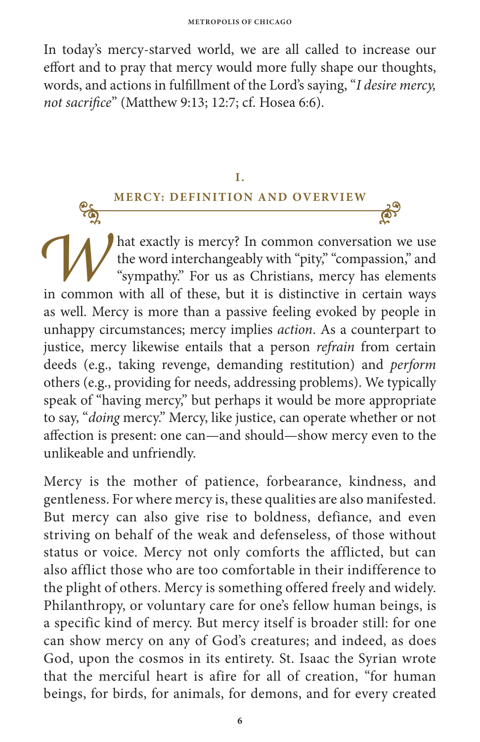In today's mercy-starved world, we are all called to increase our effort and to pray that mercy would more fully shape our thoughts, words, and actions in fulfillment of the Lord's saying, "*I desire mercy, not sacrifice*" (Matthew 9:13; 12:7; cf. Hosea 6:6).

## I. MERCY: DEFINITION AND OVERVIEW

What exactly is mercy? In common conversation we use the word interchangeably with "pity," "compassion," and "sympathy." For us as Christians, mercy has elements in common with all of these, but it is distinctive in certain ways as well. Mercy is more than a passive feeling evoked by people in unhappy circumstances; mercy implies *action*. As a counterpart to justice, mercy likewise entails that a person *refrain* from certain deeds (e.g., taking revenge, demanding restitution) and *perform* others (e.g., providing for needs, addressing problems). We typically speak of "having mercy," but perhaps it would be more appropriate to say, "*doing* mercy." Mercy, like justice, can operate whether or not affection is present: one can—and should—show mercy even to the unlikeable and unfriendly.

Mercy is the mother of patience, forbearance, kindness, and gentleness. For where mercy is, these qualities are also manifested. But mercy can also give rise to boldness, defiance, and even striving on behalf of the weak and defenseless, of those without status or voice. Mercy not only comforts the afflicted, but can also afflict those who are too comfortable in their indifference to the plight of others. Mercy is something offered freely and widely. Philanthropy, or voluntary care for one's fellow human beings, is a specific kind of mercy. But mercy itself is broader still: for one can show mercy on any of God's creatures; and indeed, as does God, upon the cosmos in its entirety. St. Isaac the Syrian wrote that the merciful heart is afire for all of creation, "for human beings, for birds, for animals, for demons, and for every created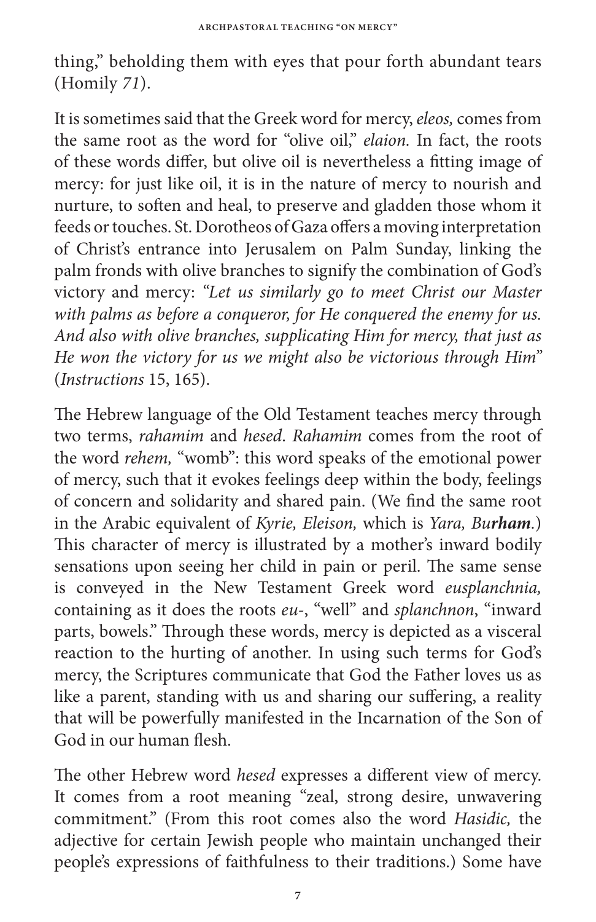thing," beholding them with eyes that pour forth abundant tears (Homily *71*).

It is sometimes said that the Greek word for mercy, *eleos,* comes from the same root as the word for "olive oil," *elaion.* In fact, the roots of these words differ, but olive oil is nevertheless a fitting image of mercy: for just like oil, it is in the nature of mercy to nourish and nurture, to soften and heal, to preserve and gladden those whom it feeds or touches. St. Dorotheos of Gaza offers a moving interpretation of Christ's entrance into Jerusalem on Palm Sunday, linking the palm fronds with olive branches to signify the combination of God's victory and mercy: *"Let us similarly go to meet Christ our Master with palms as before a conqueror, for He conquered the enemy for us. And also with olive branches, supplicating Him for mercy, that just as He won the victory for us we might also be victorious through Him"* (*Instructions* 15, 165).

The Hebrew language of the Old Testament teaches mercy through two terms, *rahamim* and *hesed*. *Rahamim* comes from the root of the word *rehem,* "womb": this word speaks of the emotional power of mercy, such that it evokes feelings deep within the body, feelings of concern and solidarity and shared pain. (We find the same root in the Arabic equivalent of *Kyrie, Eleison,* which is *Yara, Bu**rham***.) This character of mercy is illustrated by a mother's inward bodily sensations upon seeing her child in pain or peril. The same sense is conveyed in the New Testament Greek word *eusplanchnia,* containing as it does the roots *eu-*, "well" and *splanchnon*, "inward parts, bowels." Through these words, mercy is depicted as a visceral reaction to the hurting of another. In using such terms for God's mercy, the Scriptures communicate that God the Father loves us as like a parent, standing with us and sharing our suffering, a reality that will be powerfully manifested in the Incarnation of the Son of God in our human flesh.

The other Hebrew word *hesed* expresses a different view of mercy. It comes from a root meaning "zeal, strong desire, unwavering commitment." (From this root comes also the word *Hasidic,* the adjective for certain Jewish people who maintain unchanged their people's expressions of faithfulness to their traditions.) Some have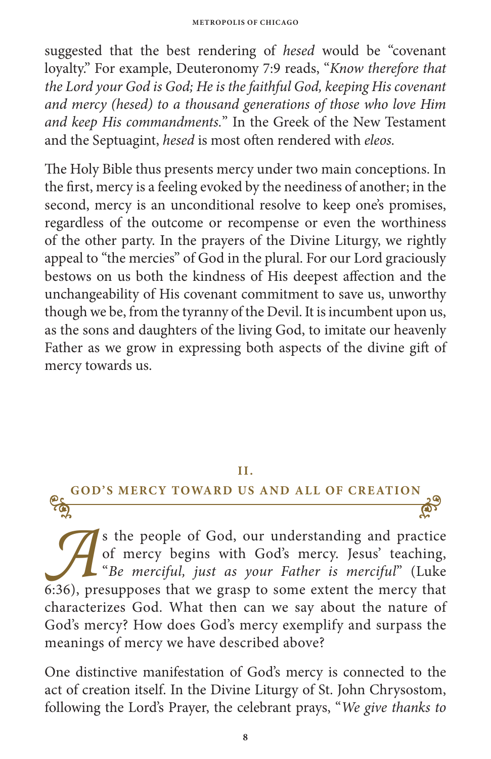suggested that the best rendering of *hesed* would be "covenant loyalty." For example, Deuteronomy 7:9 reads, "*Know therefore that the Lord your God is God; He is the faithful God, keeping His covenant and mercy (hesed) to a thousand generations of those who love Him and keep His commandments.*" In the Greek of the New Testament and the Septuagint, *hesed* is most often rendered with *eleos*.

The Holy Bible thus presents mercy under two main conceptions. In the first, mercy is a feeling evoked by the neediness of another; in the second, mercy is an unconditional resolve to keep one's promises, regardless of the outcome or recompense or even the worthiness of the other party. In the prayers of the Divine Liturgy, we rightly appeal to "the mercies" of God in the plural. For our Lord graciously bestows on us both the kindness of His deepest affection and the unchangeability of His covenant commitment to save us, unworthy though we be, from the tyranny of the Devil. It is incumbent upon us, as the sons and daughters of the living God, to imitate our heavenly Father as we grow in expressing both aspects of the divine gift of mercy towards us.

## II.
## GOD'S MERCY TOWARD US AND ALL OF CREATION

As the people of God, our understanding and practice of mercy begins with God's mercy. Jesus' teaching, "*Be merciful, just as your Father is merciful*" (Luke 6:36), presupposes that we grasp to some extent the mercy that characterizes God. What then can we say about the nature of God's mercy? How does God's mercy exemplify and surpass the meanings of mercy we have described above?

One distinctive manifestation of God's mercy is connected to the act of creation itself. In the Divine Liturgy of St. John Chrysostom, following the Lord's Prayer, the celebrant prays, "*We give thanks to*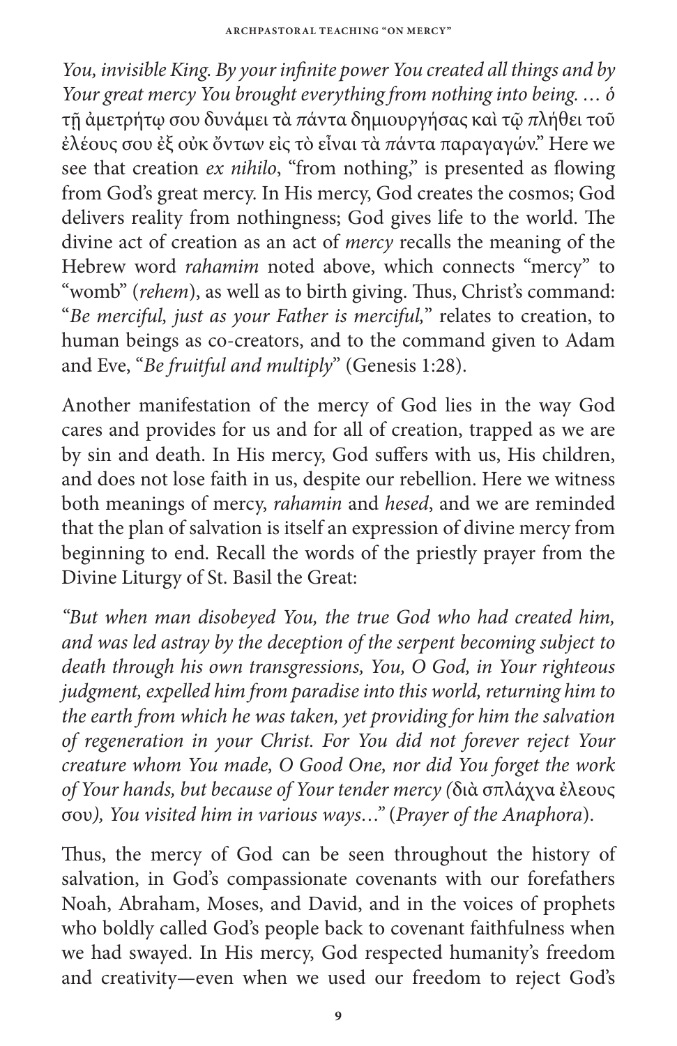*You, invisible King. By your infinite power You created all things and by Your great mercy You brought everything from nothing into being. … ὁ τῇ ἀμετρήτῳ σου δυνάμει τὰ πάντα δημιουργήσας καὶ τῷ πλήθει τοῦ ἐλέους σου ἐξ οὐκ ὄντων εἰς τὸ εἶναι τὰ πάντα παραγαγών.*" Here we see that creation *ex nihilo*, "from nothing," is presented as flowing from God's great mercy. In His mercy, God creates the cosmos; God delivers reality from nothingness; God gives life to the world. The divine act of creation as an act of *mercy* recalls the meaning of the Hebrew word *rahamim* noted above, which connects "mercy" to "womb" (*rehem*), as well as to birth giving. Thus, Christ's command: "*Be merciful, just as your Father is merciful,*" relates to creation, to human beings as co-creators, and to the command given to Adam and Eve, "*Be fruitful and multiply*" (Genesis 1:28).

Another manifestation of the mercy of God lies in the way God cares and provides for us and for all of creation, trapped as we are by sin and death. In His mercy, God suffers with us, His children, and does not lose faith in us, despite our rebellion. Here we witness both meanings of mercy, *rahamin* and *hesed*, and we are reminded that the plan of salvation is itself an expression of divine mercy from beginning to end. Recall the words of the priestly prayer from the Divine Liturgy of St. Basil the Great:

*"But when man disobeyed You, the true God who had created him, and was led astray by the deception of the serpent becoming subject to death through his own transgressions, You, O God, in Your righteous judgment, expelled him from paradise into this world, returning him to the earth from which he was taken, yet providing for him the salvation of regeneration in your Christ. For You did not forever reject Your creature whom You made, O Good One, nor did You forget the work of Your hands, but because of Your tender mercy (*διὰ σπλάγχνα ἐλεους σου*), You visited him in various ways…"* (*Prayer of the Anaphora*).

Thus, the mercy of God can be seen throughout the history of salvation, in God's compassionate covenants with our forefathers Noah, Abraham, Moses, and David, and in the voices of prophets who boldly called God's people back to covenant faithfulness when we had swayed. In His mercy, God respected humanity's freedom and creativity—even when we used our freedom to reject God's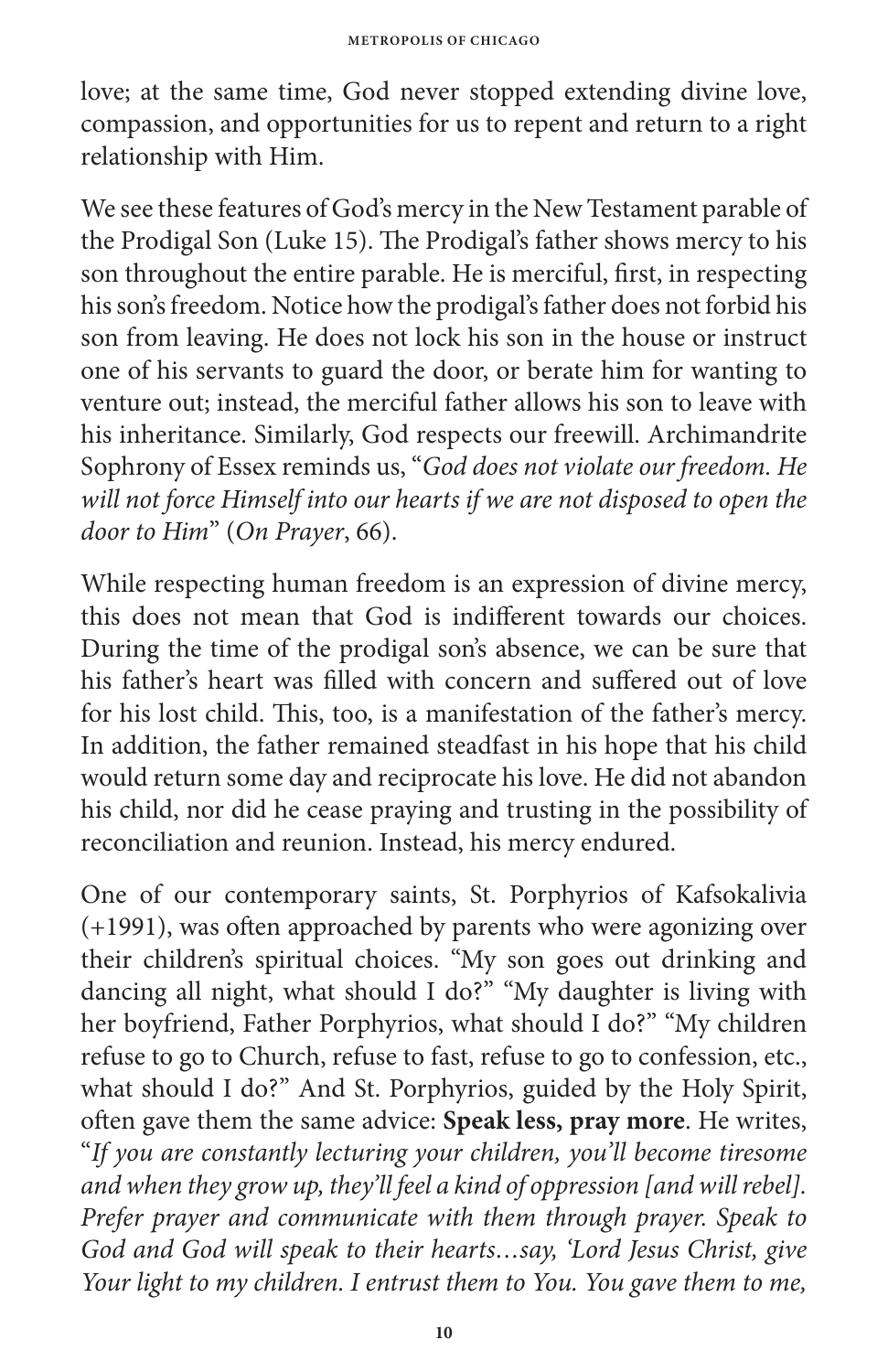love; at the same time, God never stopped extending divine love, compassion, and opportunities for us to repent and return to a right relationship with Him.

We see these features of God's mercy in the New Testament parable of the Prodigal Son (Luke 15). The Prodigal's father shows mercy to his son throughout the entire parable. He is merciful, first, in respecting his son's freedom. Notice how the prodigal's father does not forbid his son from leaving. He does not lock his son in the house or instruct one of his servants to guard the door, or berate him for wanting to venture out; instead, the merciful father allows his son to leave with his inheritance. Similarly, God respects our freewill. Archimandrite Sophrony of Essex reminds us, "*God does not violate our freedom. He will not force Himself into our hearts if we are not disposed to open the door to Him*" (*On Prayer*, 66).

While respecting human freedom is an expression of divine mercy, this does not mean that God is indifferent towards our choices. During the time of the prodigal son's absence, we can be sure that his father's heart was filled with concern and suffered out of love for his lost child. This, too, is a manifestation of the father's mercy. In addition, the father remained steadfast in his hope that his child would return some day and reciprocate his love. He did not abandon his child, nor did he cease praying and trusting in the possibility of reconciliation and reunion. Instead, his mercy endured.

One of our contemporary saints, St. Porphyrios of Kafsokalivia (+1991), was often approached by parents who were agonizing over their children's spiritual choices. "My son goes out drinking and dancing all night, what should I do?" "My daughter is living with her boyfriend, Father Porphyrios, what should I do?" "My children refuse to go to Church, refuse to fast, refuse to go to confession, etc., what should I do?" And St. Porphyrios, guided by the Holy Spirit, often gave them the same advice: **Speak less, pray more**. He writes, "*If you are constantly lecturing your children, you'll become tiresome and when they grow up, they'll feel a kind of oppression [and will rebel]. Prefer prayer and communicate with them through prayer. Speak to God and God will speak to their hearts…say, 'Lord Jesus Christ, give Your light to my children. I entrust them to You. You gave them to me,*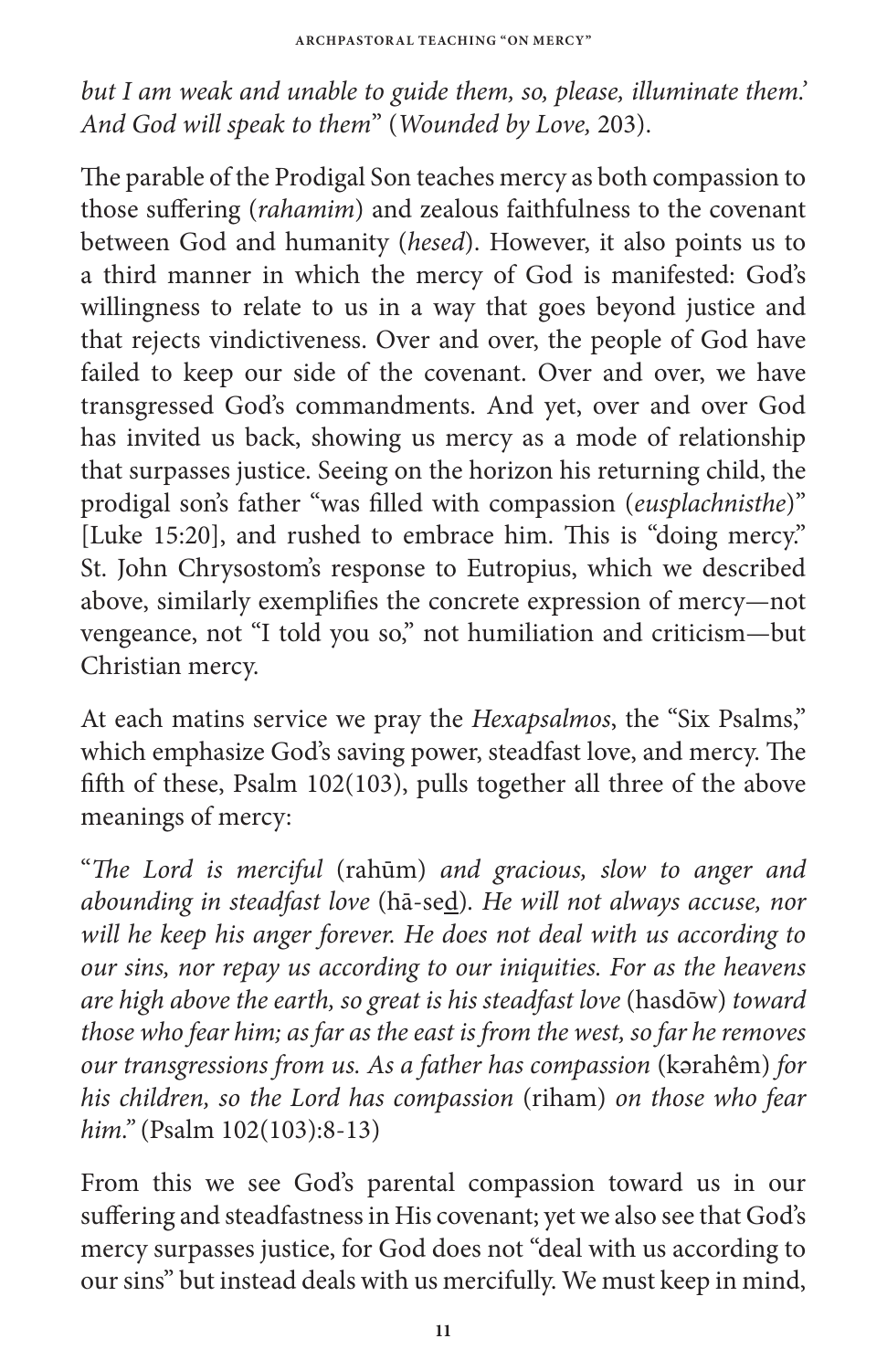*but I am weak and unable to guide them, so, please, illuminate them.' And God will speak to them*" (*Wounded by Love,* 203).

The parable of the Prodigal Son teaches mercy as both compassion to those suffering (*rahamim*) and zealous faithfulness to the covenant between God and humanity (*hesed*). However, it also points us to a third manner in which the mercy of God is manifested: God's willingness to relate to us in a way that goes beyond justice and that rejects vindictiveness. Over and over, the people of God have failed to keep our side of the covenant. Over and over, we have transgressed God's commandments. And yet, over and over God has invited us back, showing us mercy as a mode of relationship that surpasses justice. Seeing on the horizon his returning child, the prodigal son's father "was filled with compassion (*eusplachnisthe*)" [Luke 15:20], and rushed to embrace him. This is "doing mercy." St. John Chrysostom's response to Eutropius, which we described above, similarly exemplifies the concrete expression of mercy—not vengeance, not "I told you so," not humiliation and criticism—but Christian mercy.

At each matins service we pray the *Hexapsalmos*, the "Six Psalms," which emphasize God's saving power, steadfast love, and mercy. The fifth of these, Psalm 102(103), pulls together all three of the above meanings of mercy:

"*The Lord is merciful* (rahūm) *and gracious, slow to anger and abounding in steadfast love* (hā-seḏ). *He will not always accuse, nor will he keep his anger forever. He does not deal with us according to our sins, nor repay us according to our iniquities. For as the heavens are high above the earth, so great is his steadfast love* (hasdōw) *toward those who fear him; as far as the east is from the west, so far he removes our transgressions from us. As a father has compassion* (kərahêm) *for his children, so the Lord has compassion* (riham) *on those who fear him.*" (Psalm 102(103):8-13)

From this we see God's parental compassion toward us in our suffering and steadfastness in His covenant; yet we also see that God's mercy surpasses justice, for God does not "deal with us according to our sins" but instead deals with us mercifully. We must keep in mind,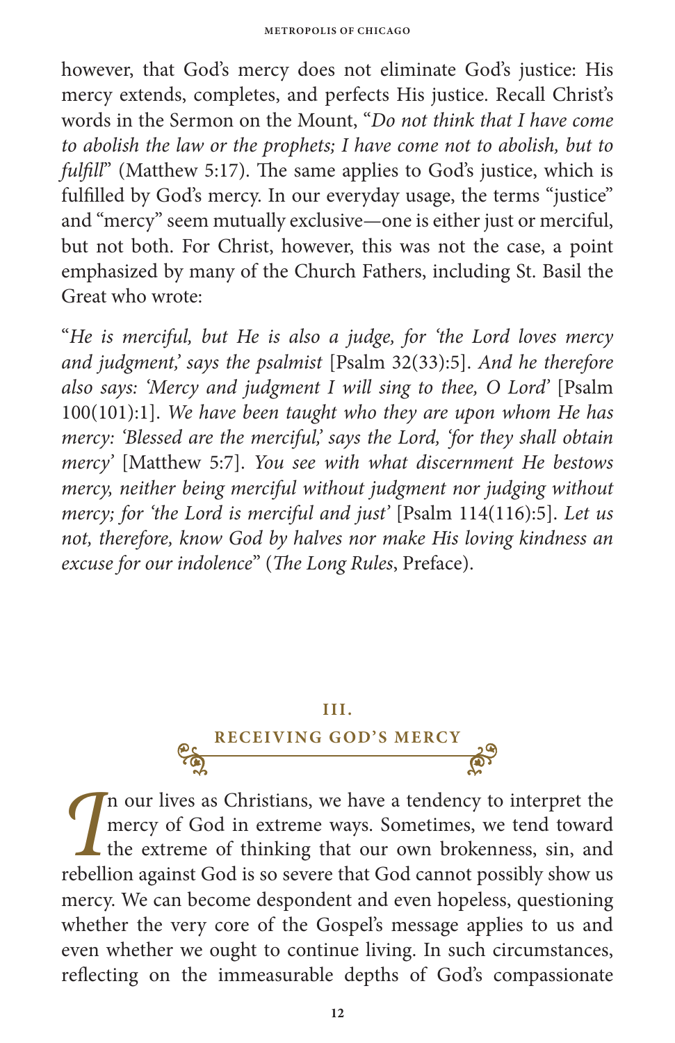however, that God's mercy does not eliminate God's justice: His mercy extends, completes, and perfects His justice. Recall Christ's words in the Sermon on the Mount, "*Do not think that I have come to abolish the law or the prophets; I have come not to abolish, but to fulfill*" (Matthew 5:17). The same applies to God's justice, which is fulfilled by God's mercy. In our everyday usage, the terms "justice" and "mercy" seem mutually exclusive—one is either just or merciful, but not both. For Christ, however, this was not the case, a point emphasized by many of the Church Fathers, including St. Basil the Great who wrote:

"*He is merciful, but He is also a judge, for 'the Lord loves mercy and judgment,' says the psalmist* [Psalm 32(33):5]. *And he therefore also says: 'Mercy and judgment I will sing to thee, O Lord'* [Psalm 100(101):1]. *We have been taught who they are upon whom He has mercy: 'Blessed are the merciful,' says the Lord, 'for they shall obtain mercy'* [Matthew 5:7]. *You see with what discernment He bestows mercy, neither being merciful without judgment nor judging without mercy; for 'the Lord is merciful and just'* [Psalm 114(116):5]. *Let us not, therefore, know God by halves nor make His loving kindness an excuse for our indolence*" (*The Long Rules*, Preface).

## III. RECEIVING GOD'S MERCY

In our lives as Christians, we have a tendency to interpret the mercy of God in extreme ways. Sometimes, we tend toward the extreme of thinking that our own brokenness, sin, and rebellion against God is so severe that God cannot possibly show us mercy. We can become despondent and even hopeless, questioning whether the very core of the Gospel's message applies to us and even whether we ought to continue living. In such circumstances, reflecting on the immeasurable depths of God's compassionate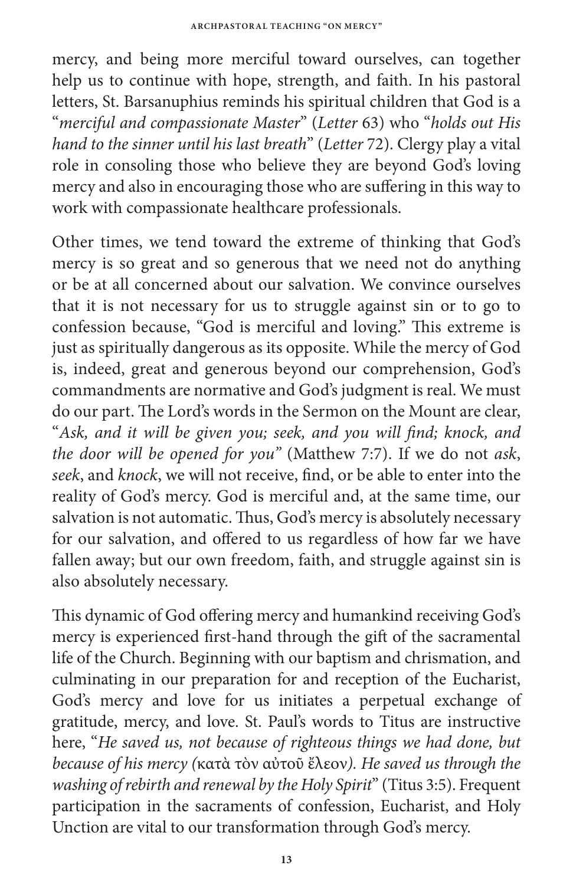mercy, and being more merciful toward ourselves, can together help us to continue with hope, strength, and faith. In his pastoral letters, St. Barsanuphius reminds his spiritual children that God is a "*merciful and compassionate Master*" (*Letter* 63) who "*holds out His hand to the sinner until his last breath*" (*Letter* 72). Clergy play a vital role in consoling those who believe they are beyond God's loving mercy and also in encouraging those who are suffering in this way to work with compassionate healthcare professionals.

Other times, we tend toward the extreme of thinking that God's mercy is so great and so generous that we need not do anything or be at all concerned about our salvation. We convince ourselves that it is not necessary for us to struggle against sin or to go to confession because, "God is merciful and loving." This extreme is just as spiritually dangerous as its opposite. While the mercy of God is, indeed, great and generous beyond our comprehension, God's commandments are normative and God's judgment is real. We must do our part. The Lord's words in the Sermon on the Mount are clear, "*Ask, and it will be given you; seek, and you will find; knock, and the door will be opened for you*" (Matthew 7:7). If we do not *ask*, *seek*, and *knock*, we will not receive, find, or be able to enter into the reality of God's mercy. God is merciful and, at the same time, our salvation is not automatic. Thus, God's mercy is absolutely necessary for our salvation, and offered to us regardless of how far we have fallen away; but our own freedom, faith, and struggle against sin is also absolutely necessary.

This dynamic of God offering mercy and humankind receiving God's mercy is experienced first-hand through the gift of the sacramental life of the Church. Beginning with our baptism and chrismation, and culminating in our preparation for and reception of the Eucharist, God's mercy and love for us initiates a perpetual exchange of gratitude, mercy, and love. St. Paul's words to Titus are instructive here, "*He saved us, not because of righteous things we had done, but because of his mercy (*κατὰ τὸν αὐτοῦ ἔλεον*). He saved us through the washing of rebirth and renewal by the Holy Spirit*" (Titus 3:5). Frequent participation in the sacraments of confession, Eucharist, and Holy Unction are vital to our transformation through God's mercy.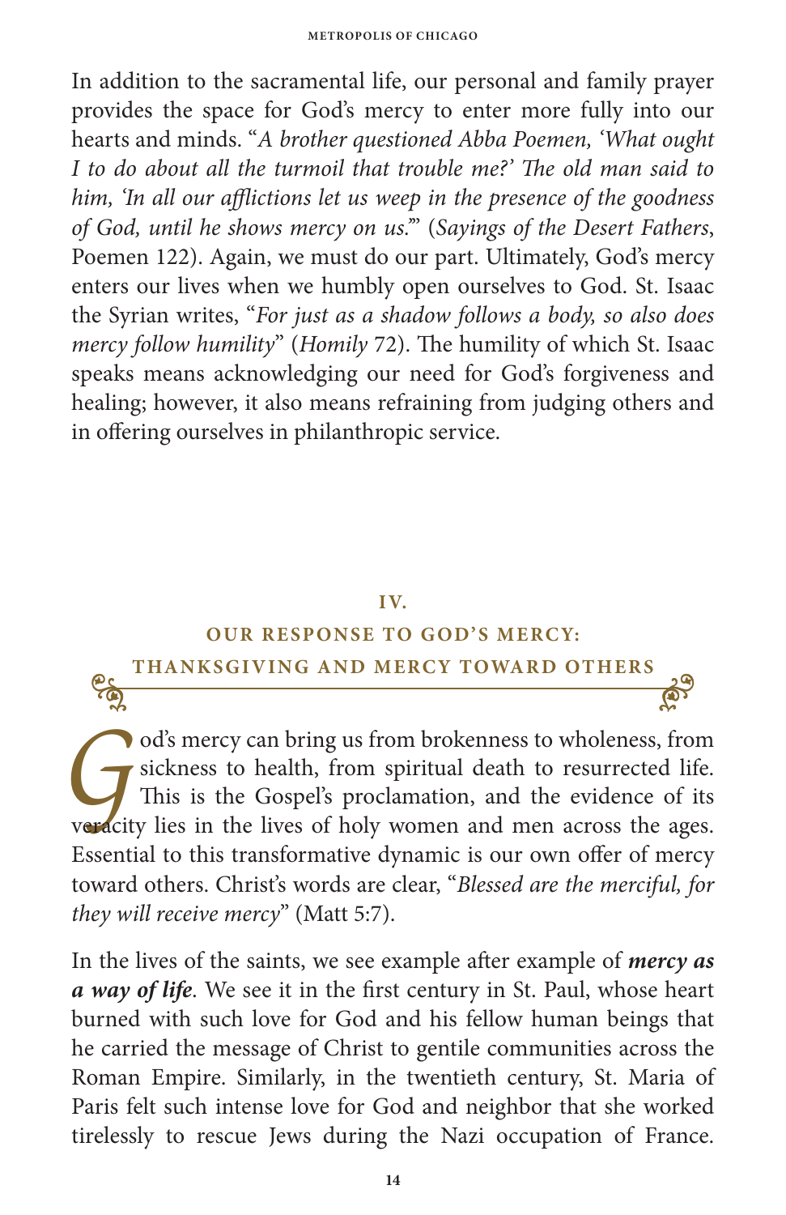In addition to the sacramental life, our personal and family prayer provides the space for God's mercy to enter more fully into our hearts and minds. "*A brother questioned Abba Poemen, 'What ought I to do about all the turmoil that trouble me?' The old man said to him, 'In all our afflictions let us weep in the presence of the goodness of God, until he shows mercy on us.'*" (*Sayings of the Desert Fathers*, Poemen 122). Again, we must do our part. Ultimately, God's mercy enters our lives when we humbly open ourselves to God. St. Isaac the Syrian writes, "*For just as a shadow follows a body, so also does mercy follow humility*" (*Homily* 72). The humility of which St. Isaac speaks means acknowledging our need for God's forgiveness and healing; however, it also means refraining from judging others and in offering ourselves in philanthropic service.

## IV. OUR RESPONSE TO GOD'S MERCY: THANKSGIVING AND MERCY TOWARD OTHERS

God's mercy can bring us from brokenness to wholeness, from sickness to health, from spiritual death to resurrected life. This is the Gospel's proclamation, and the evidence of its veracity lies in the lives of holy women and men across the ages. Essential to this transformative dynamic is our own offer of mercy toward others. Christ's words are clear, "*Blessed are the merciful, for they will receive mercy*" (Matt 5:7).

In the lives of the saints, we see example after example of ***mercy as a way of life***. We see it in the first century in St. Paul, whose heart burned with such love for God and his fellow human beings that he carried the message of Christ to gentile communities across the Roman Empire. Similarly, in the twentieth century, St. Maria of Paris felt such intense love for God and neighbor that she worked tirelessly to rescue Jews during the Nazi occupation of France.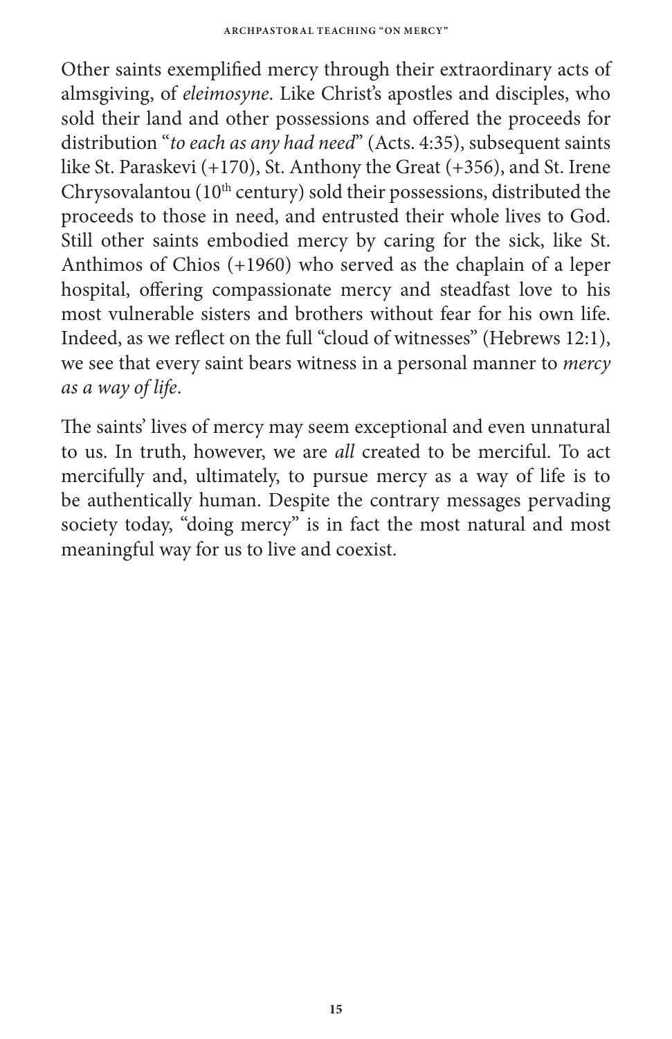Other saints exemplified mercy through their extraordinary acts of almsgiving, of *eleimosyne*. Like Christ's apostles and disciples, who sold their land and other possessions and offered the proceeds for distribution "*to each as any had need*" (Acts. 4:35), subsequent saints like St. Paraskevi (+170), St. Anthony the Great (+356), and St. Irene Chrysovalantou (10$^{th}$ century) sold their possessions, distributed the proceeds to those in need, and entrusted their whole lives to God. Still other saints embodied mercy by caring for the sick, like St. Anthimos of Chios (+1960) who served as the chaplain of a leper hospital, offering compassionate mercy and steadfast love to his most vulnerable sisters and brothers without fear for his own life. Indeed, as we reflect on the full "cloud of witnesses" (Hebrews 12:1), we see that every saint bears witness in a personal manner to *mercy as a way of life*.

The saints' lives of mercy may seem exceptional and even unnatural to us. In truth, however, we are *all* created to be merciful. To act mercifully and, ultimately, to pursue mercy as a way of life is to be authentically human. Despite the contrary messages pervading society today, "doing mercy" is in fact the most natural and most meaningful way for us to live and coexist.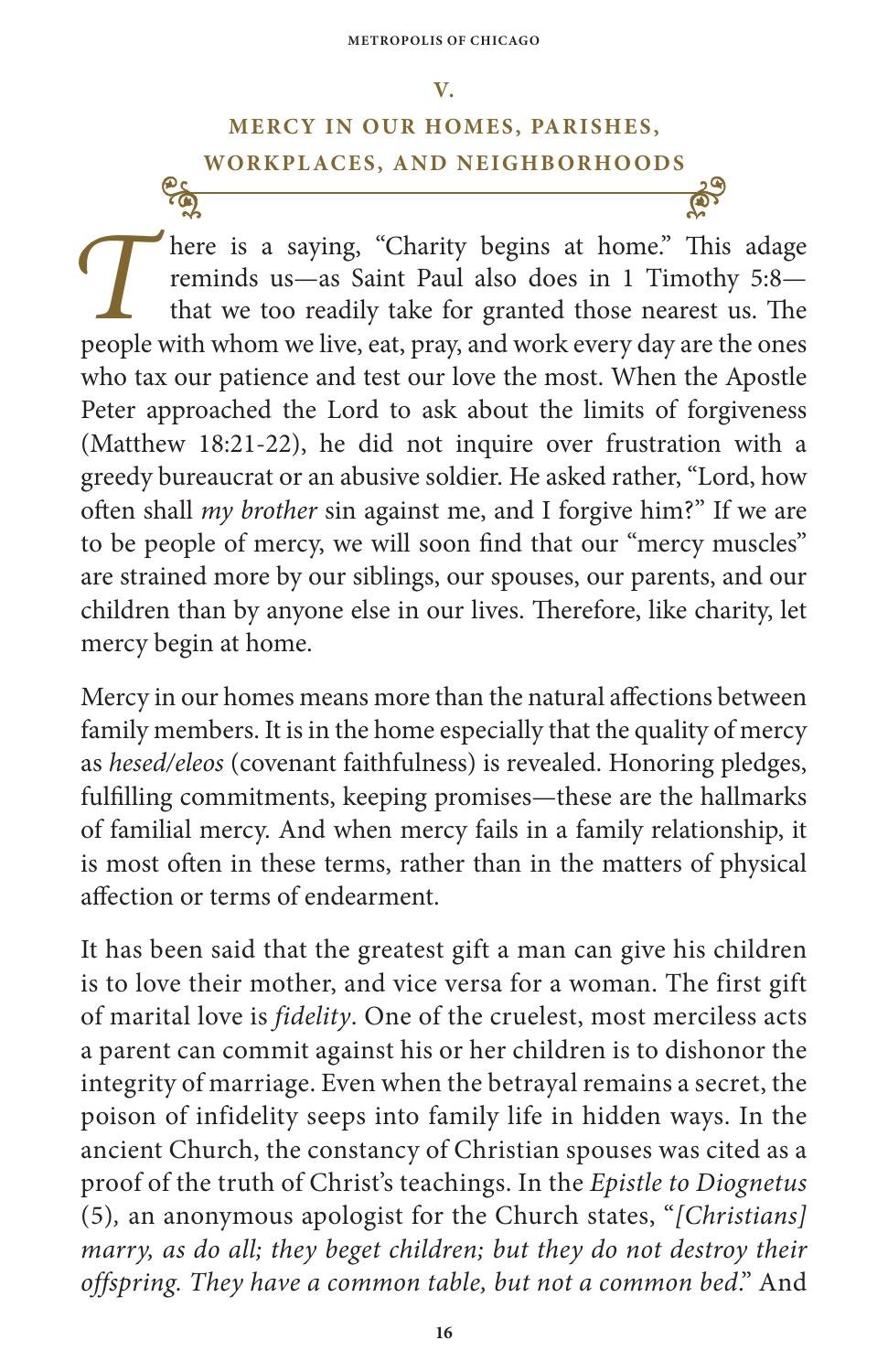## V.

## MERCY IN OUR HOMES, PARISHES, WORKPLACES, AND NEIGHBORHOODS

There is a saying, "Charity begins at home." This adage reminds us—as Saint Paul also does in 1 Timothy 5:8—that we too readily take for granted those nearest us. The people with whom we live, eat, pray, and work every day are the ones who tax our patience and test our love the most. When the Apostle Peter approached the Lord to ask about the limits of forgiveness (Matthew 18:21-22), he did not inquire over frustration with a greedy bureaucrat or an abusive soldier. He asked rather, "Lord, how often shall *my brother* sin against me, and I forgive him?" If we are to be people of mercy, we will soon find that our "mercy muscles" are strained more by our siblings, our spouses, our parents, and our children than by anyone else in our lives. Therefore, like charity, let mercy begin at home.

Mercy in our homes means more than the natural affections between family members. It is in the home especially that the quality of mercy as *hesed/eleos* (covenant faithfulness) is revealed. Honoring pledges, fulfilling commitments, keeping promises—these are the hallmarks of familial mercy. And when mercy fails in a family relationship, it is most often in these terms, rather than in the matters of physical affection or terms of endearment.

It has been said that the greatest gift a man can give his children is to love their mother, and vice versa for a woman. The first gift of marital love is *fidelity*. One of the cruelest, most merciless acts a parent can commit against his or her children is to dishonor the integrity of marriage. Even when the betrayal remains a secret, the poison of infidelity seeps into family life in hidden ways. In the ancient Church, the constancy of Christian spouses was cited as a proof of the truth of Christ's teachings. In the *Epistle to Diognetus* (5), an anonymous apologist for the Church states, "*[Christians] marry, as do all; they beget children; but they do not destroy their offspring. They have a common table, but not a common bed.*" And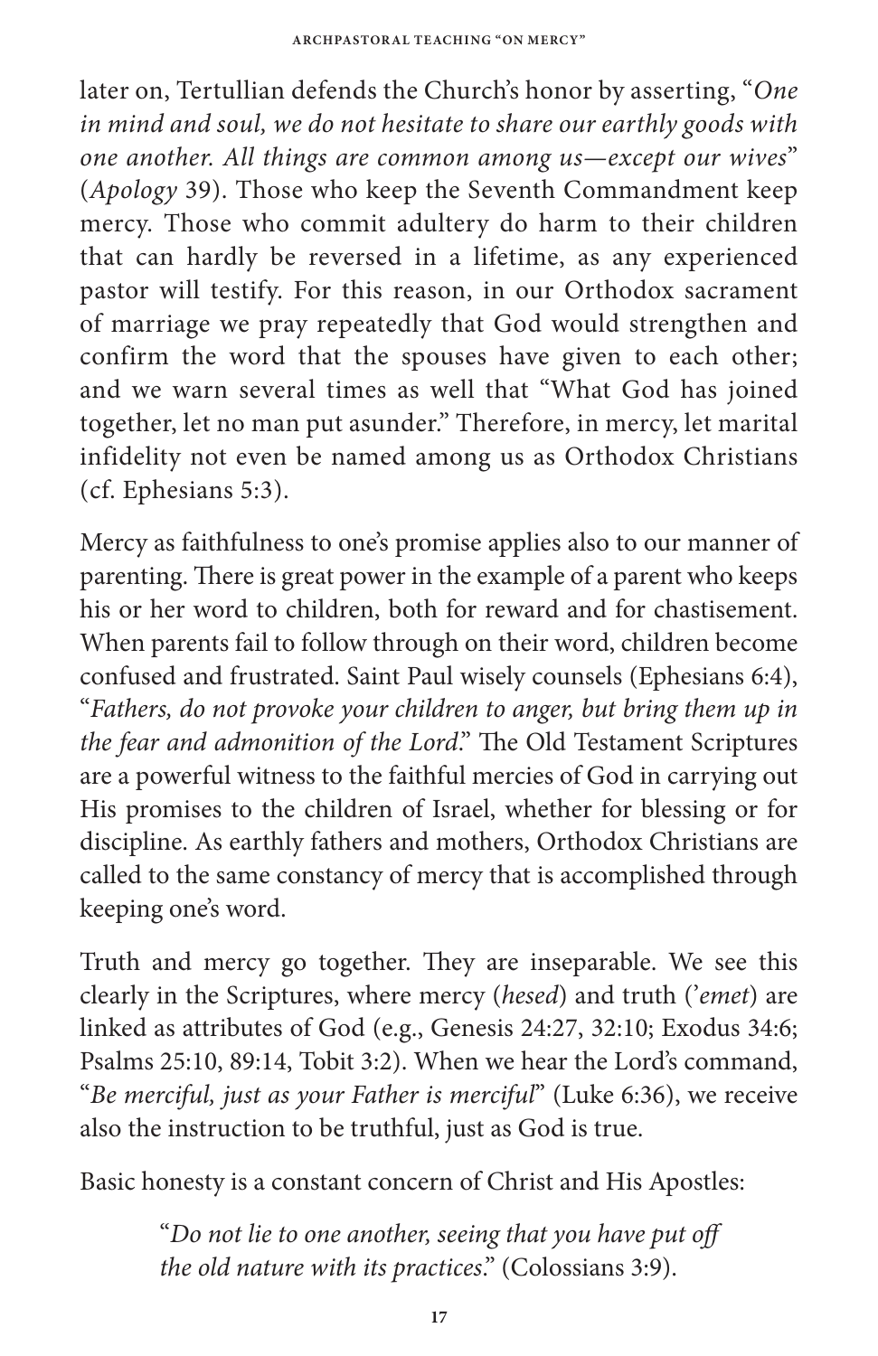later on, Tertullian defends the Church's honor by asserting, "*One in mind and soul, we do not hesitate to share our earthly goods with one another. All things are common among us—except our wives*" (*Apology* 39). Those who keep the Seventh Commandment keep mercy. Those who commit adultery do harm to their children that can hardly be reversed in a lifetime, as any experienced pastor will testify. For this reason, in our Orthodox sacrament of marriage we pray repeatedly that God would strengthen and confirm the word that the spouses have given to each other; and we warn several times as well that "What God has joined together, let no man put asunder." Therefore, in mercy, let marital infidelity not even be named among us as Orthodox Christians (cf. Ephesians 5:3).

Mercy as faithfulness to one's promise applies also to our manner of parenting. There is great power in the example of a parent who keeps his or her word to children, both for reward and for chastisement. When parents fail to follow through on their word, children become confused and frustrated. Saint Paul wisely counsels (Ephesians 6:4), "*Fathers, do not provoke your children to anger, but bring them up in the fear and admonition of the Lord*." The Old Testament Scriptures are a powerful witness to the faithful mercies of God in carrying out His promises to the children of Israel, whether for blessing or for discipline. As earthly fathers and mothers, Orthodox Christians are called to the same constancy of mercy that is accomplished through keeping one's word.

Truth and mercy go together. They are inseparable. We see this clearly in the Scriptures, where mercy (*hesed*) and truth ('*emet*) are linked as attributes of God (e.g., Genesis 24:27, 32:10; Exodus 34:6; Psalms 25:10, 89:14, Tobit 3:2). When we hear the Lord's command, "*Be merciful, just as your Father is merciful*" (Luke 6:36), we receive also the instruction to be truthful, just as God is true.

Basic honesty is a constant concern of Christ and His Apostles:

> "*Do not lie to one another, seeing that you have put off the old nature with its practices*." (Colossians 3:9).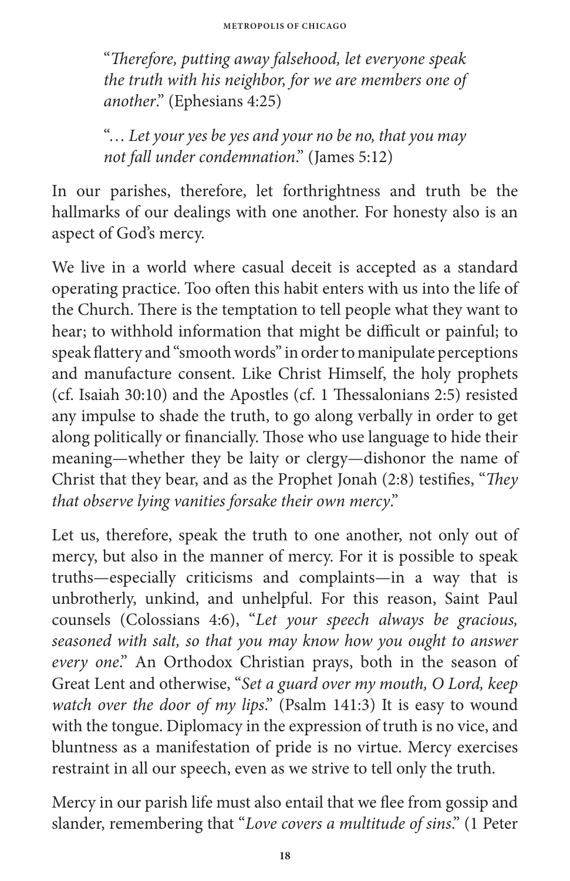"*Therefore, putting away falsehood, let everyone speak the truth with his neighbor, for we are members one of another*." (Ephesians 4:25)

"… *Let your yes be yes and your no be no, that you may not fall under condemnation*." (James 5:12)

In our parishes, therefore, let forthrightness and truth be the hallmarks of our dealings with one another. For honesty also is an aspect of God's mercy.

We live in a world where casual deceit is accepted as a standard operating practice. Too often this habit enters with us into the life of the Church. There is the temptation to tell people what they want to hear; to withhold information that might be difficult or painful; to speak flattery and "smooth words" in order to manipulate perceptions and manufacture consent. Like Christ Himself, the holy prophets (cf. Isaiah 30:10) and the Apostles (cf. 1 Thessalonians 2:5) resisted any impulse to shade the truth, to go along verbally in order to get along politically or financially. Those who use language to hide their meaning—whether they be laity or clergy—dishonor the name of Christ that they bear, and as the Prophet Jonah (2:8) testifies, "*They that observe lying vanities forsake their own mercy*."

Let us, therefore, speak the truth to one another, not only out of mercy, but also in the manner of mercy. For it is possible to speak truths—especially criticisms and complaints—in a way that is unbrotherly, unkind, and unhelpful. For this reason, Saint Paul counsels (Colossians 4:6), "*Let your speech always be gracious, seasoned with salt, so that you may know how you ought to answer every one*." An Orthodox Christian prays, both in the season of Great Lent and otherwise, "*Set a guard over my mouth, O Lord, keep watch over the door of my lips*." (Psalm 141:3) It is easy to wound with the tongue. Diplomacy in the expression of truth is no vice, and bluntness as a manifestation of pride is no virtue. Mercy exercises restraint in all our speech, even as we strive to tell only the truth.

Mercy in our parish life must also entail that we flee from gossip and slander, remembering that "*Love covers a multitude of sins*." (1 Peter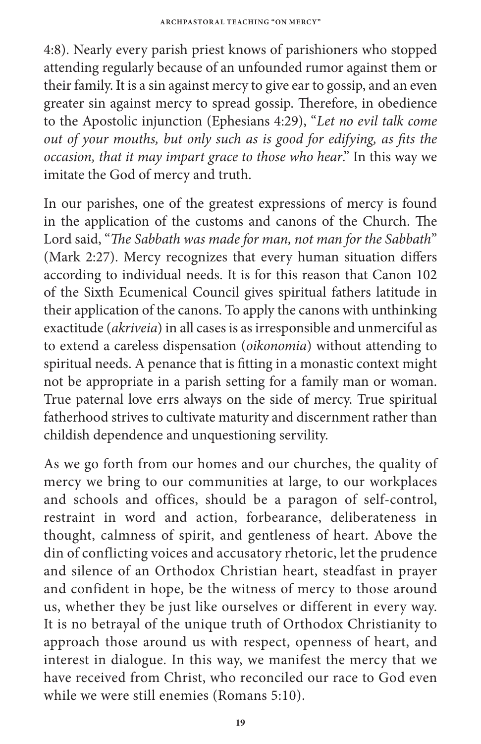4:8). Nearly every parish priest knows of parishioners who stopped attending regularly because of an unfounded rumor against them or their family. It is a sin against mercy to give ear to gossip, and an even greater sin against mercy to spread gossip. Therefore, in obedience to the Apostolic injunction (Ephesians 4:29), "*Let no evil talk come out of your mouths, but only such as is good for edifying, as fits the occasion, that it may impart grace to those who hear*." In this way we imitate the God of mercy and truth.

In our parishes, one of the greatest expressions of mercy is found in the application of the customs and canons of the Church. The Lord said, "*The Sabbath was made for man, not man for the Sabbath*" (Mark 2:27). Mercy recognizes that every human situation differs according to individual needs. It is for this reason that Canon 102 of the Sixth Ecumenical Council gives spiritual fathers latitude in their application of the canons. To apply the canons with unthinking exactitude (*akriveia*) in all cases is as irresponsible and unmerciful as to extend a careless dispensation (*oikonomia*) without attending to spiritual needs. A penance that is fitting in a monastic context might not be appropriate in a parish setting for a family man or woman. True paternal love errs always on the side of mercy. True spiritual fatherhood strives to cultivate maturity and discernment rather than childish dependence and unquestioning servility.

As we go forth from our homes and our churches, the quality of mercy we bring to our communities at large, to our workplaces and schools and offices, should be a paragon of self-control, restraint in word and action, forbearance, deliberateness in thought, calmness of spirit, and gentleness of heart. Above the din of conflicting voices and accusatory rhetoric, let the prudence and silence of an Orthodox Christian heart, steadfast in prayer and confident in hope, be the witness of mercy to those around us, whether they be just like ourselves or different in every way. It is no betrayal of the unique truth of Orthodox Christianity to approach those around us with respect, openness of heart, and interest in dialogue. In this way, we manifest the mercy that we have received from Christ, who reconciled our race to God even while we were still enemies (Romans 5:10).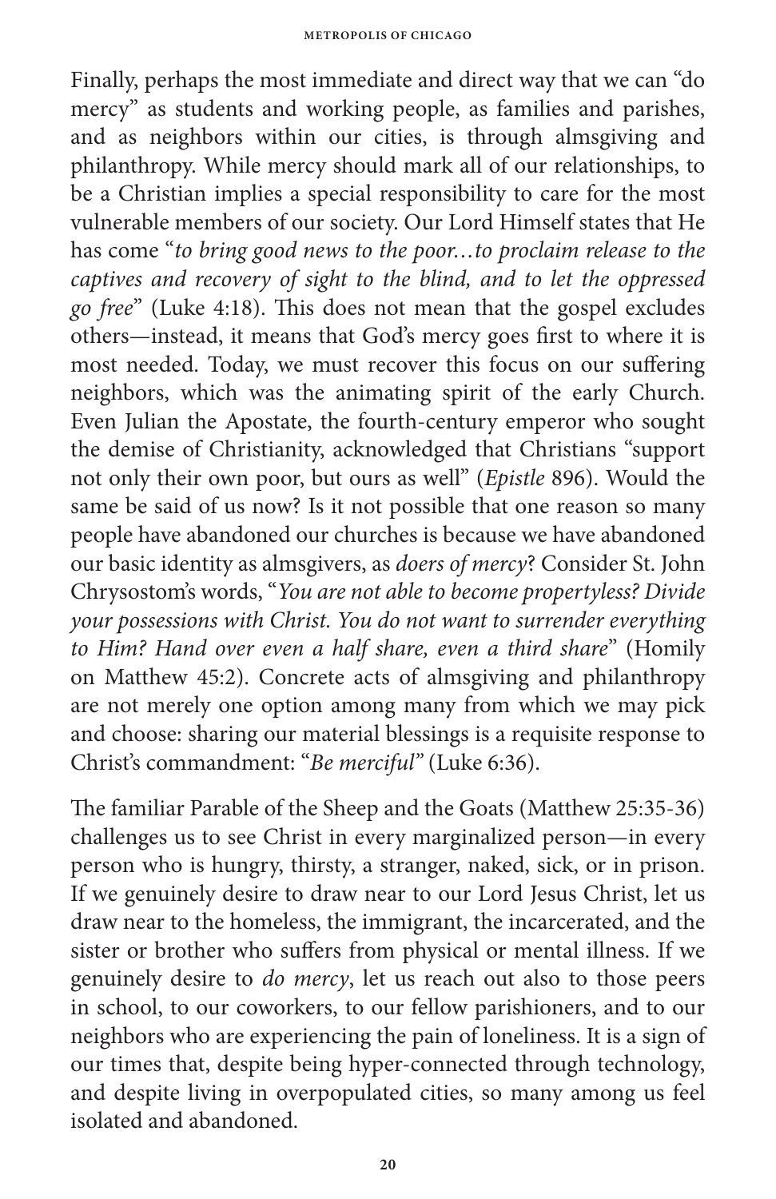Finally, perhaps the most immediate and direct way that we can "do mercy" as students and working people, as families and parishes, and as neighbors within our cities, is through almsgiving and philanthropy. While mercy should mark all of our relationships, to be a Christian implies a special responsibility to care for the most vulnerable members of our society. Our Lord Himself states that He has come "*to bring good news to the poor…to proclaim release to the captives and recovery of sight to the blind, and to let the oppressed go free*" (Luke 4:18). This does not mean that the gospel excludes others—instead, it means that God's mercy goes first to where it is most needed. Today, we must recover this focus on our suffering neighbors, which was the animating spirit of the early Church. Even Julian the Apostate, the fourth-century emperor who sought the demise of Christianity, acknowledged that Christians "support not only their own poor, but ours as well" (*Epistle* 896). Would the same be said of us now? Is it not possible that one reason so many people have abandoned our churches is because we have abandoned our basic identity as almsgivers, as *doers of mercy*? Consider St. John Chrysostom's words, "*You are not able to become propertyless? Divide your possessions with Christ. You do not want to surrender everything to Him? Hand over even a half share, even a third share*" (Homily on Matthew 45:2). Concrete acts of almsgiving and philanthropy are not merely one option among many from which we may pick and choose: sharing our material blessings is a requisite response to Christ's commandment: "*Be merciful*" (Luke 6:36).

The familiar Parable of the Sheep and the Goats (Matthew 25:35-36) challenges us to see Christ in every marginalized person—in every person who is hungry, thirsty, a stranger, naked, sick, or in prison. If we genuinely desire to draw near to our Lord Jesus Christ, let us draw near to the homeless, the immigrant, the incarcerated, and the sister or brother who suffers from physical or mental illness. If we genuinely desire to *do mercy*, let us reach out also to those peers in school, to our coworkers, to our fellow parishioners, and to our neighbors who are experiencing the pain of loneliness. It is a sign of our times that, despite being hyper-connected through technology, and despite living in overpopulated cities, so many among us feel isolated and abandoned.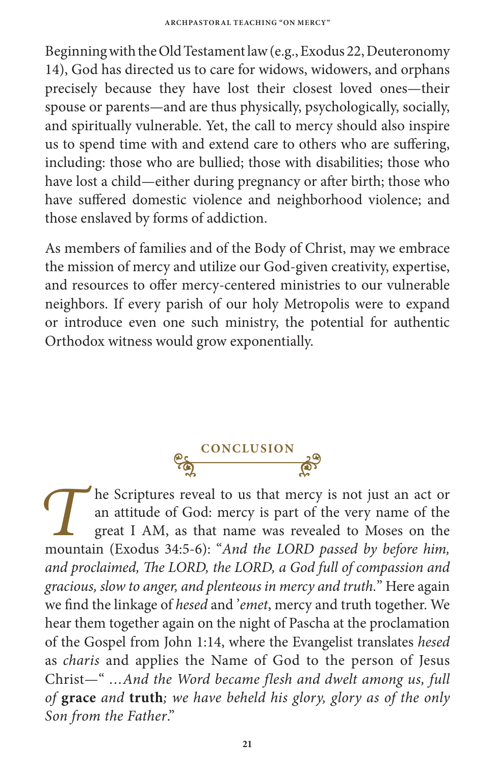Beginning with the Old Testament law (e.g., Exodus 22, Deuteronomy 14), God has directed us to care for widows, widowers, and orphans precisely because they have lost their closest loved ones—their spouse or parents—and are thus physically, psychologically, socially, and spiritually vulnerable. Yet, the call to mercy should also inspire us to spend time with and extend care to others who are suffering, including: those who are bullied; those with disabilities; those who have lost a child—either during pregnancy or after birth; those who have suffered domestic violence and neighborhood violence; and those enslaved by forms of addiction.

As members of families and of the Body of Christ, may we embrace the mission of mercy and utilize our God-given creativity, expertise, and resources to offer mercy-centered ministries to our vulnerable neighbors. If every parish of our holy Metropolis were to expand or introduce even one such ministry, the potential for authentic Orthodox witness would grow exponentially.

## CONCLUSION

The Scriptures reveal to us that mercy is not just an act or an attitude of God: mercy is part of the very name of the great I AM, as that name was revealed to Moses on the mountain (Exodus 34:5-6): "*And the LORD passed by before him, and proclaimed, The LORD, the LORD, a God full of compassion and gracious, slow to anger, and plenteous in mercy and truth.*" Here again we find the linkage of *hesed* and *'emet*, mercy and truth together. We hear them together again on the night of Pascha at the proclamation of the Gospel from John 1:14, where the Evangelist translates *hesed* as *charis* and applies the Name of God to the person of Jesus Christ—" *...And the Word became flesh and dwelt among us, full of* **grace** *and* **truth***; we have beheld his glory, glory as of the only Son from the Father.*"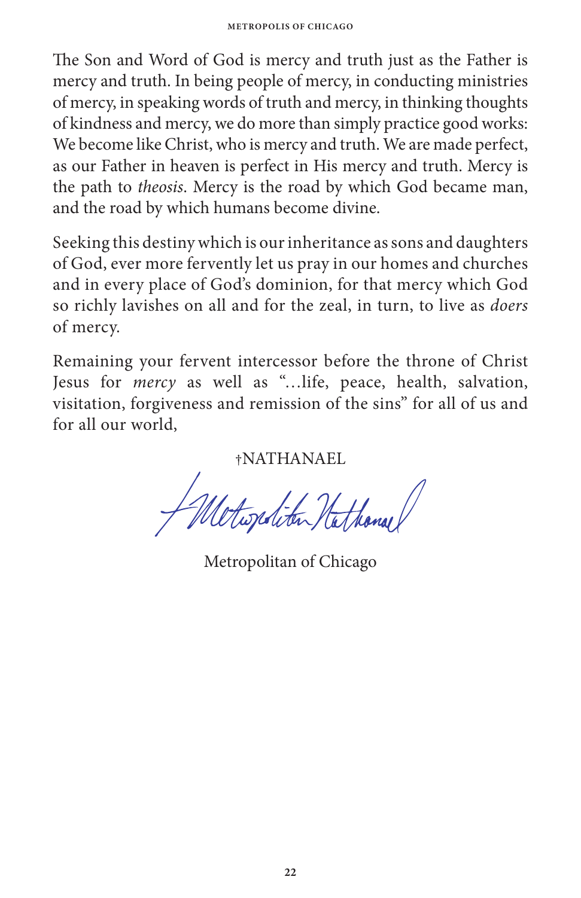The Son and Word of God is mercy and truth just as the Father is mercy and truth. In being people of mercy, in conducting ministries of mercy, in speaking words of truth and mercy, in thinking thoughts of kindness and mercy, we do more than simply practice good works: We become like Christ, who is mercy and truth. We are made perfect, as our Father in heaven is perfect in His mercy and truth. Mercy is the path to *theosis*. Mercy is the road by which God became man, and the road by which humans become divine.

Seeking this destiny which is our inheritance as sons and daughters of God, ever more fervently let us pray in our homes and churches and in every place of God's dominion, for that mercy which God so richly lavishes on all and for the zeal, in turn, to live as *doers* of mercy.

Remaining your fervent intercessor before the throne of Christ Jesus for *mercy* as well as "…life, peace, health, salvation, visitation, forgiveness and remission of the sins" for all of us and for all our world,

†NATHANAEL

Metropolitan of Chicago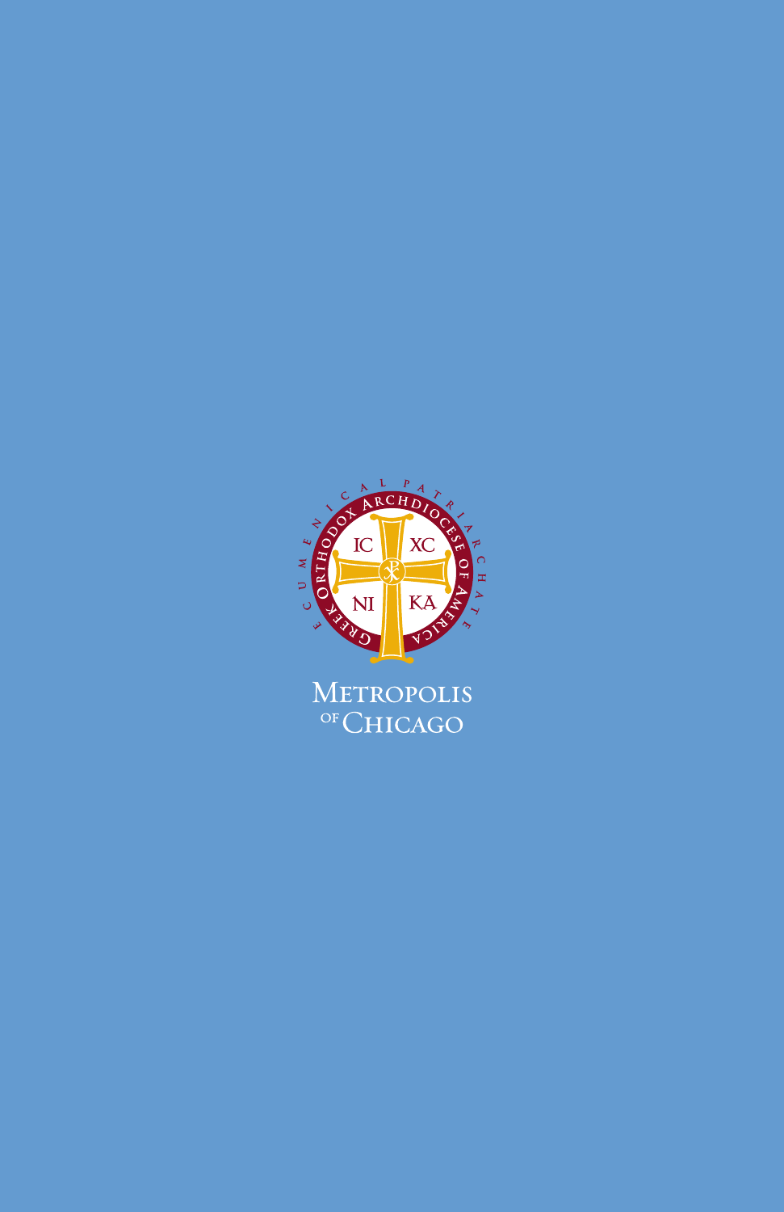ECUMENICAL PATRIARCHATE

GREEK ORTHODOX ARCHDIOCESE OF AMERICA

IC XC NI KA

METROPOLIS OF CHICAGO